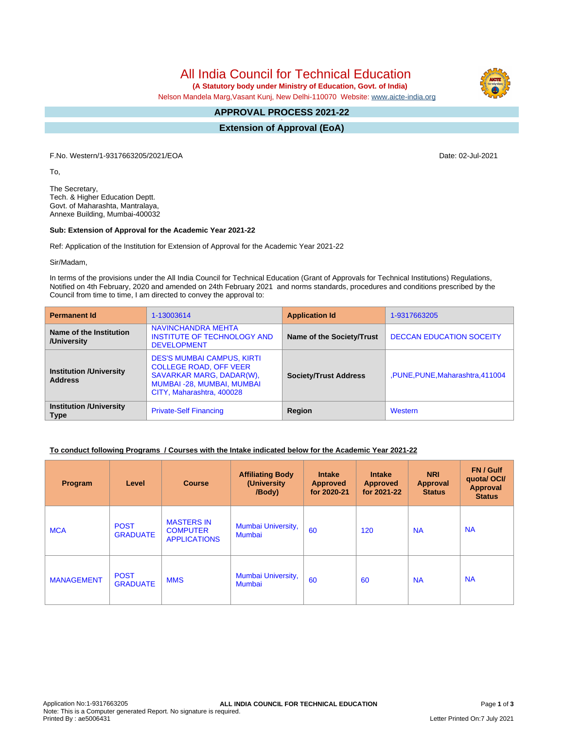# All India Council for Technical Education

**(A Statutory body under Ministry of Education, Govt. of India)**

Nelson Mandela Marg,Vasant Kunj, New Delhi-110070 Website: www.aicte-india.org

## APPROVAL PROCESS 2021-22

## Extension of Approval (EoA)

F.No. Western/1-9317663205/2021/EOA

Date: 02-Jul-2021

To,

The Secretary,
Tech. & Higher Education Deptt.
Govt. of Maharashta, Mantralaya,
Annexe Building, Mumbai-400032

**Sub: Extension of Approval for the Academic Year 2021-22**

Ref: Application of the Institution for Extension of Approval for the Academic Year 2021-22

Sir/Madam,

In terms of the provisions under the All India Council for Technical Education (Grant of Approvals for Technical Institutions) Regulations, Notified on 4th February, 2020 and amended on 24th February 2021 and norms standards, procedures and conditions prescribed by the Council from time to time, I am directed to convey the approval to:

| **Permanent Id** | 1-13003614 | **Application Id** | 1-9317663205 |
|---|---|---|---|
| **Name of the Institution /University** | NAVINCHANDRA MEHTA INSTITUTE OF TECHNOLOGY AND DEVELOPMENT | **Name of the Society/Trust** | DECCAN EDUCATION SOCEITY |
| **Institution /University Address** | DES'S MUMBAI CAMPUS, KIRTI COLLEGE ROAD, OFF VEER SAVARKAR MARG, DADAR(W), MUMBAI -28, MUMBAI, MUMBAI CITY, Maharashtra, 400028 | **Society/Trust Address** | ,PUNE,PUNE,Maharashtra,411004 |
| **Institution /University Type** | Private-Self Financing | **Region** | Western |

**To conduct following Programs / Courses with the Intake indicated below for the Academic Year 2021-22**

| Program | Level | Course | Affiliating Body (University /Body) | Intake Approved for 2020-21 | Intake Approved for 2021-22 | NRI Approval Status | FN / Gulf quota/ OCI/ Approval Status |
|---|---|---|---|---|---|---|---|
| MCA | POST GRADUATE | MASTERS IN COMPUTER APPLICATIONS | Mumbai University, Mumbai | 60 | 120 | NA | NA |
| MANAGEMENT | POST GRADUATE | MMS | Mumbai University, Mumbai | 60 | 60 | NA | NA |

Application No:1-9317663205
Note: This is a Computer generated Report. No signature is required.
Printed By : ae5006431

Letter Printed On:7 July 2021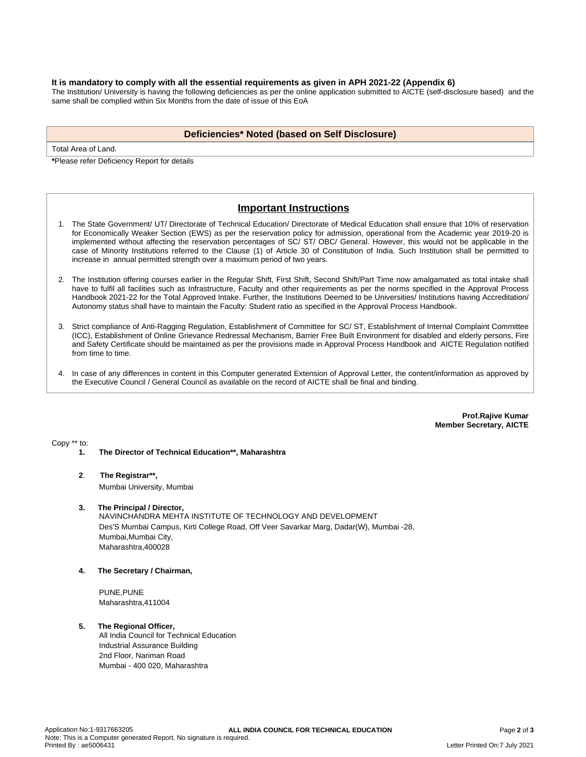**It is mandatory to comply with all the essential requirements as given in APH 2021-22 (Appendix 6)**

The Institution/ University is having the following deficiencies as per the online application submitted to AICTE (self-disclosure based) and the same shall be complied within Six Months from the date of issue of this EoA

| Deficiencies* Noted (based on Self Disclosure) |
|---|
| Total Area of Land. |

***Please refer Deficiency Report for details**

## Important Instructions

1. The State Government/ UT/ Directorate of Technical Education/ Directorate of Medical Education shall ensure that 10% of reservation for Economically Weaker Section (EWS) as per the reservation policy for admission, operational from the Academic year 2019-20 is implemented without affecting the reservation percentages of SC/ ST/ OBC/ General. However, this would not be applicable in the case of Minority Institutions referred to the Clause (1) of Article 30 of Constitution of India. Such Institution shall be permitted to increase in annual permitted strength over a maximum period of two years.

2. The Institution offering courses earlier in the Regular Shift, First Shift, Second Shift/Part Time now amalgamated as total intake shall have to fulfil all facilities such as Infrastructure, Faculty and other requirements as per the norms specified in the Approval Process Handbook 2021-22 for the Total Approved Intake. Further, the Institutions Deemed to be Universities/ Institutions having Accreditation/ Autonomy status shall have to maintain the Faculty: Student ratio as specified in the Approval Process Handbook.

3. Strict compliance of Anti-Ragging Regulation, Establishment of Committee for SC/ ST, Establishment of Internal Complaint Committee (ICC), Establishment of Online Grievance Redressal Mechanism, Barrier Free Built Environment for disabled and elderly persons, Fire and Safety Certificate should be maintained as per the provisions made in Approval Process Handbook and AICTE Regulation notified from time to time.

4. In case of any differences in content in this Computer generated Extension of Approval Letter, the content/information as approved by the Executive Council / General Council as available on the record of AICTE shall be final and binding.

**Prof.Rajive Kumar**
**Member Secretary, AICTE**

Copy ** to:

1. **The Director of Technical Education**, Maharashtra**

2. **The Registrar**,**
   Mumbai University, Mumbai

3. **The Principal / Director,**
   NAVINCHANDRA MEHTA INSTITUTE OF TECHNOLOGY AND DEVELOPMENT
   Des'S Mumbai Campus, Kirti College Road, Off Veer Savarkar Marg, Dadar(W), Mumbai -28,
   Mumbai,Mumbai City,
   Maharashtra,400028

4. **The Secretary / Chairman,**

   PUNE,PUNE
   Maharashtra,411004

5. **The Regional Officer,**
   All India Council for Technical Education
   Industrial Assurance Building
   2nd Floor, Nariman Road
   Mumbai - 400 020, Maharashtra

Application No:1-9317663205
Note: This is a Computer generated Report. No signature is required.
Printed By : ae5006431
Letter Printed On:7 July 2021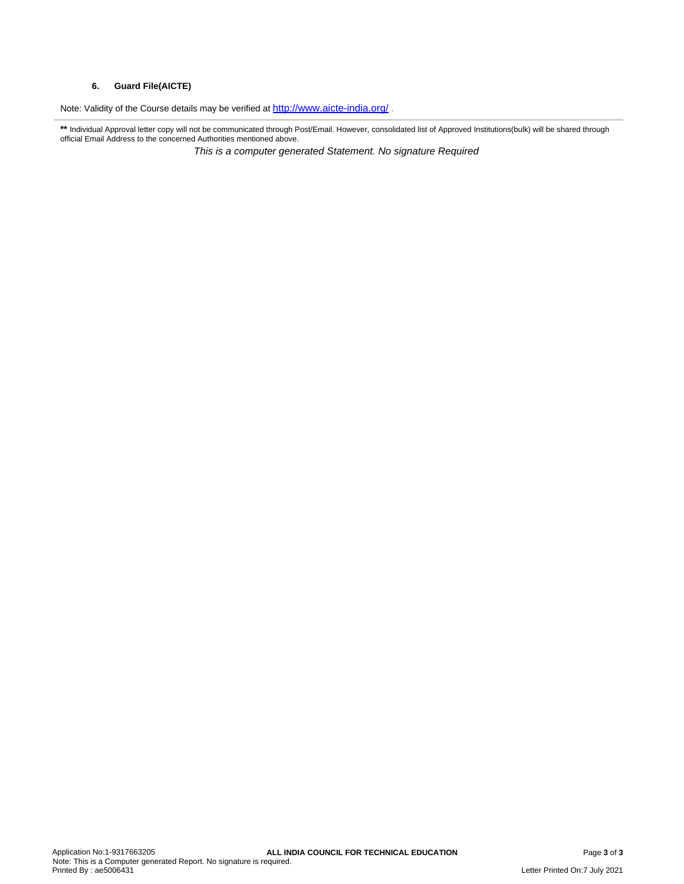6. **Guard File(AICTE)**

Note: Validity of the Course details may be verified at http://www.aicte-india.org/ .

---

**\*\*** Individual Approval letter copy will not be communicated through Post/Email. However, consolidated list of Approved Institutions(bulk) will be shared through official Email Address to the concerned Authorities mentioned above.

*This is a computer generated Statement. No signature Required*